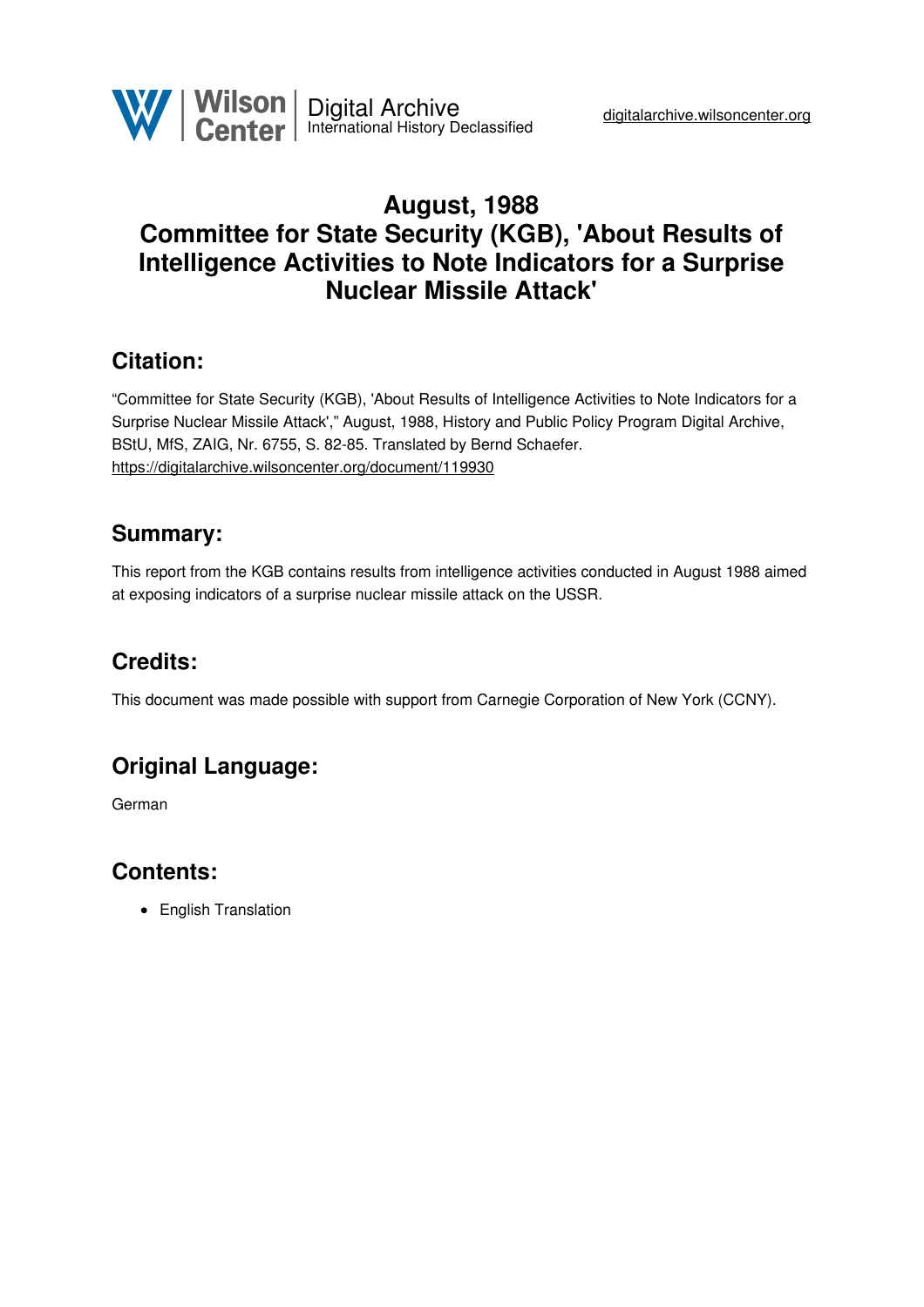# August, 1988
# Committee for State Security (KGB), 'About Results of Intelligence Activities to Note Indicators for a Surprise Nuclear Missile Attack'

## Citation:

"Committee for State Security (KGB), 'About Results of Intelligence Activities to Note Indicators for a Surprise Nuclear Missile Attack'," August, 1988, History and Public Policy Program Digital Archive, BStU, MfS, ZAIG, Nr. 6755, S. 82-85. Translated by Bernd Schaefer.
https://digitalarchive.wilsoncenter.org/document/119930

## Summary:

This report from the KGB contains results from intelligence activities conducted in August 1988 aimed at exposing indicators of a surprise nuclear missile attack on the USSR.

## Credits:

This document was made possible with support from Carnegie Corporation of New York (CCNY).

## Original Language:

German

## Contents:

- English Translation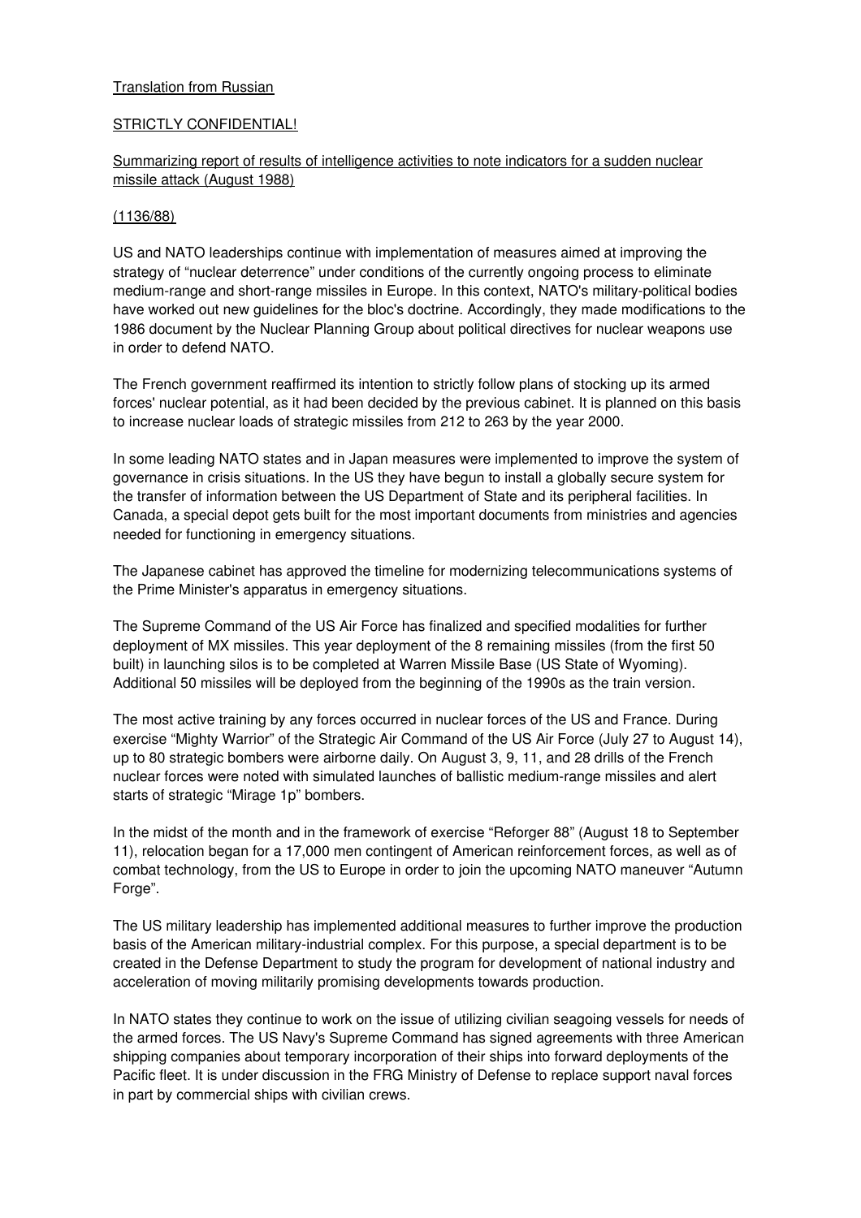Translation from Russian

STRICTLY CONFIDENTIAL!

Summarizing report of results of intelligence activities to note indicators for a sudden nuclear missile attack (August 1988)

(1136/88)

US and NATO leaderships continue with implementation of measures aimed at improving the strategy of "nuclear deterrence" under conditions of the currently ongoing process to eliminate medium-range and short-range missiles in Europe. In this context, NATO's military-political bodies have worked out new guidelines for the bloc's doctrine. Accordingly, they made modifications to the 1986 document by the Nuclear Planning Group about political directives for nuclear weapons use in order to defend NATO.

The French government reaffirmed its intention to strictly follow plans of stocking up its armed forces' nuclear potential, as it had been decided by the previous cabinet. It is planned on this basis to increase nuclear loads of strategic missiles from 212 to 263 by the year 2000.

In some leading NATO states and in Japan measures were implemented to improve the system of governance in crisis situations. In the US they have begun to install a globally secure system for the transfer of information between the US Department of State and its peripheral facilities. In Canada, a special depot gets built for the most important documents from ministries and agencies needed for functioning in emergency situations.

The Japanese cabinet has approved the timeline for modernizing telecommunications systems of the Prime Minister's apparatus in emergency situations.

The Supreme Command of the US Air Force has finalized and specified modalities for further deployment of MX missiles. This year deployment of the 8 remaining missiles (from the first 50 built) in launching silos is to be completed at Warren Missile Base (US State of Wyoming). Additional 50 missiles will be deployed from the beginning of the 1990s as the train version.

The most active training by any forces occurred in nuclear forces of the US and France. During exercise "Mighty Warrior" of the Strategic Air Command of the US Air Force (July 27 to August 14), up to 80 strategic bombers were airborne daily. On August 3, 9, 11, and 28 drills of the French nuclear forces were noted with simulated launches of ballistic medium-range missiles and alert starts of strategic "Mirage 1p" bombers.

In the midst of the month and in the framework of exercise "Reforger 88" (August 18 to September 11), relocation began for a 17,000 men contingent of American reinforcement forces, as well as of combat technology, from the US to Europe in order to join the upcoming NATO maneuver "Autumn Forge".

The US military leadership has implemented additional measures to further improve the production basis of the American military-industrial complex. For this purpose, a special department is to be created in the Defense Department to study the program for development of national industry and acceleration of moving militarily promising developments towards production.

In NATO states they continue to work on the issue of utilizing civilian seagoing vessels for needs of the armed forces. The US Navy's Supreme Command has signed agreements with three American shipping companies about temporary incorporation of their ships into forward deployments of the Pacific fleet. It is under discussion in the FRG Ministry of Defense to replace support naval forces in part by commercial ships with civilian crews.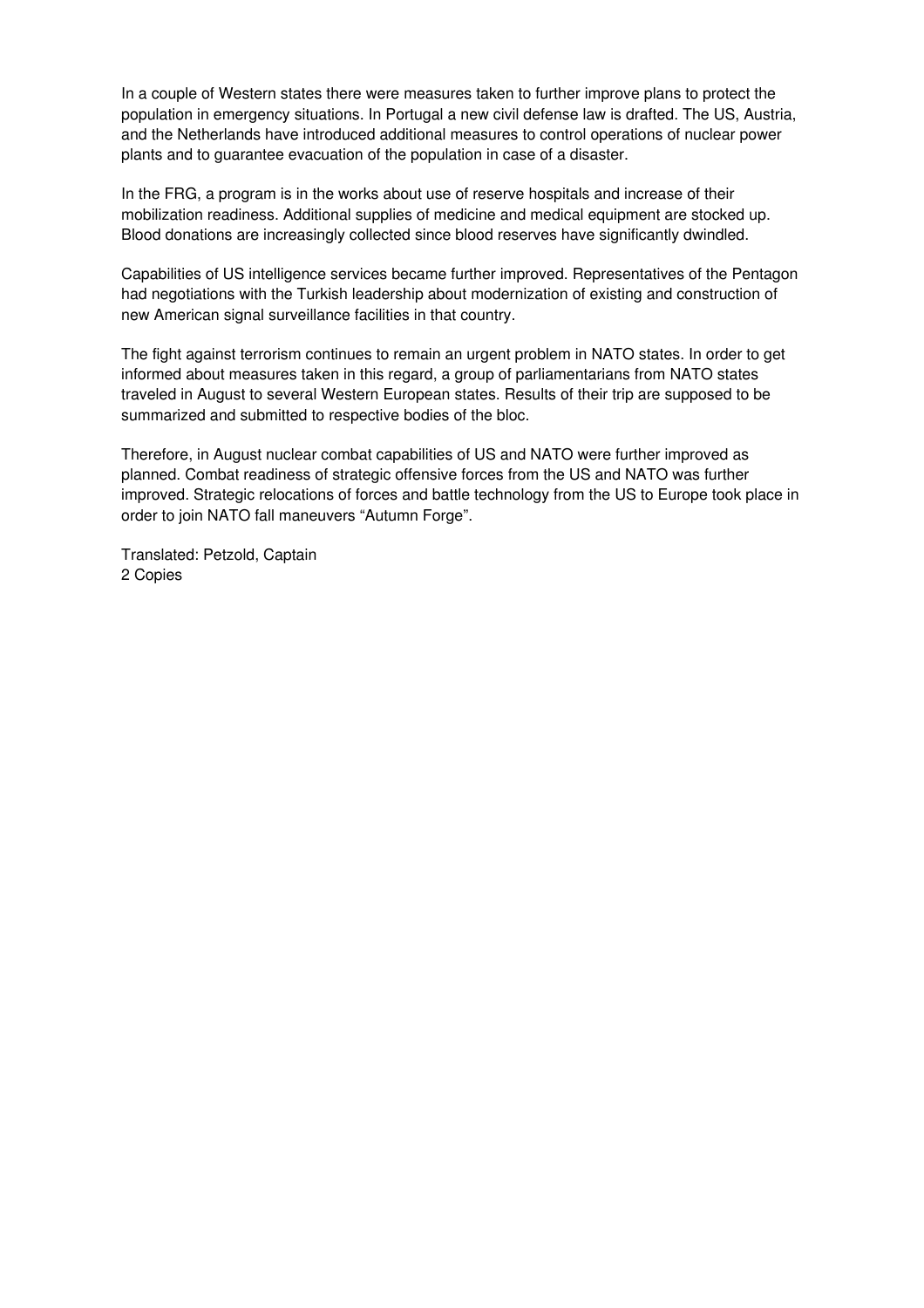In a couple of Western states there were measures taken to further improve plans to protect the population in emergency situations. In Portugal a new civil defense law is drafted. The US, Austria, and the Netherlands have introduced additional measures to control operations of nuclear power plants and to guarantee evacuation of the population in case of a disaster.

In the FRG, a program is in the works about use of reserve hospitals and increase of their mobilization readiness. Additional supplies of medicine and medical equipment are stocked up. Blood donations are increasingly collected since blood reserves have significantly dwindled.

Capabilities of US intelligence services became further improved. Representatives of the Pentagon had negotiations with the Turkish leadership about modernization of existing and construction of new American signal surveillance facilities in that country.

The fight against terrorism continues to remain an urgent problem in NATO states. In order to get informed about measures taken in this regard, a group of parliamentarians from NATO states traveled in August to several Western European states. Results of their trip are supposed to be summarized and submitted to respective bodies of the bloc.

Therefore, in August nuclear combat capabilities of US and NATO were further improved as planned. Combat readiness of strategic offensive forces from the US and NATO was further improved. Strategic relocations of forces and battle technology from the US to Europe took place in order to join NATO fall maneuvers "Autumn Forge".

Translated: Petzold, Captain
2 Copies